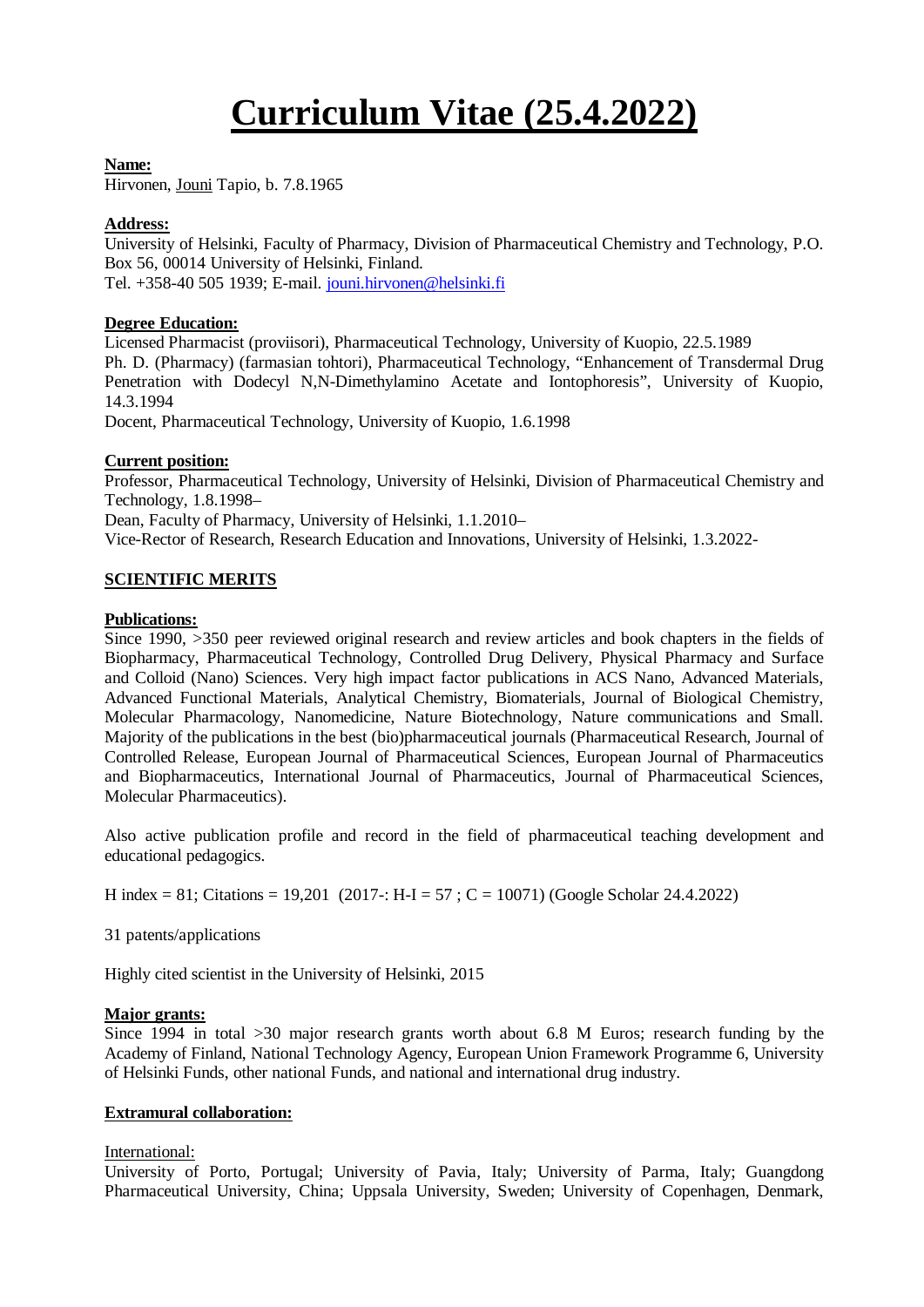# Curriculum Vitae (25.4.2022)

**Name:**
Hirvonen, Jouni Tapio, b. 7.8.1965

**Address:**
University of Helsinki, Faculty of Pharmacy, Division of Pharmaceutical Chemistry and Technology, P.O. Box 56, 00014 University of Helsinki, Finland.
Tel. +358-40 505 1939; E-mail. jouni.hirvonen@helsinki.fi

**Degree Education:**
Licensed Pharmacist (proviisori), Pharmaceutical Technology, University of Kuopio, 22.5.1989
Ph. D. (Pharmacy) (farmasian tohtori), Pharmaceutical Technology, "Enhancement of Transdermal Drug Penetration with Dodecyl N,N-Dimethylamino Acetate and Iontophoresis", University of Kuopio, 14.3.1994
Docent, Pharmaceutical Technology, University of Kuopio, 1.6.1998

**Current position:**
Professor, Pharmaceutical Technology, University of Helsinki, Division of Pharmaceutical Chemistry and Technology, 1.8.1998–
Dean, Faculty of Pharmacy, University of Helsinki, 1.1.2010–
Vice-Rector of Research, Research Education and Innovations, University of Helsinki, 1.3.2022-

## SCIENTIFIC MERITS

**Publications:**
Since 1990, >350 peer reviewed original research and review articles and book chapters in the fields of Biopharmacy, Pharmaceutical Technology, Controlled Drug Delivery, Physical Pharmacy and Surface and Colloid (Nano) Sciences. Very high impact factor publications in ACS Nano, Advanced Materials, Advanced Functional Materials, Analytical Chemistry, Biomaterials, Journal of Biological Chemistry, Molecular Pharmacology, Nanomedicine, Nature Biotechnology, Nature communications and Small. Majority of the publications in the best (bio)pharmaceutical journals (Pharmaceutical Research, Journal of Controlled Release, European Journal of Pharmaceutical Sciences, European Journal of Pharmaceutics and Biopharmaceutics, International Journal of Pharmaceutics, Journal of Pharmaceutical Sciences, Molecular Pharmaceutics).

Also active publication profile and record in the field of pharmaceutical teaching development and educational pedagogics.

H index = 81; Citations = 19,201 (2017-: H-I = 57 ; C = 10071) (Google Scholar 24.4.2022)

31 patents/applications

Highly cited scientist in the University of Helsinki, 2015

**Major grants:**
Since 1994 in total >30 major research grants worth about 6.8 M Euros; research funding by the Academy of Finland, National Technology Agency, European Union Framework Programme 6, University of Helsinki Funds, other national Funds, and national and international drug industry.

**Extramural collaboration:**

International:
University of Porto, Portugal; University of Pavia, Italy; University of Parma, Italy; Guangdong Pharmaceutical University, China; Uppsala University, Sweden; University of Copenhagen, Denmark,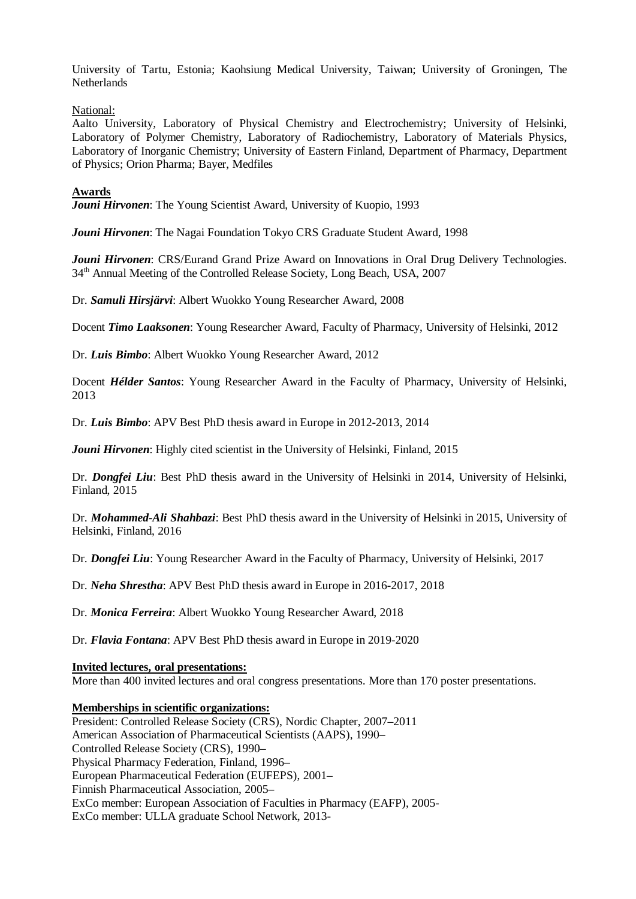University of Tartu, Estonia; Kaohsiung Medical University, Taiwan; University of Groningen, The Netherlands

National:
Aalto University, Laboratory of Physical Chemistry and Electrochemistry; University of Helsinki, Laboratory of Polymer Chemistry, Laboratory of Radiochemistry, Laboratory of Materials Physics, Laboratory of Inorganic Chemistry; University of Eastern Finland, Department of Pharmacy, Department of Physics; Orion Pharma; Bayer, Medfiles

**Awards**

***Jouni Hirvonen***: The Young Scientist Award, University of Kuopio, 1993

***Jouni Hirvonen***: The Nagai Foundation Tokyo CRS Graduate Student Award, 1998

***Jouni Hirvonen***: CRS/Eurand Grand Prize Award on Innovations in Oral Drug Delivery Technologies. 34th Annual Meeting of the Controlled Release Society, Long Beach, USA, 2007

Dr. ***Samuli Hirsjärvi***: Albert Wuokko Young Researcher Award, 2008

Docent ***Timo Laaksonen***: Young Researcher Award, Faculty of Pharmacy, University of Helsinki, 2012

Dr. ***Luis Bimbo***: Albert Wuokko Young Researcher Award, 2012

Docent ***Hélder Santos***: Young Researcher Award in the Faculty of Pharmacy, University of Helsinki, 2013

Dr. ***Luis Bimbo***: APV Best PhD thesis award in Europe in 2012-2013, 2014

***Jouni Hirvonen***: Highly cited scientist in the University of Helsinki, Finland, 2015

Dr. ***Dongfei Liu***: Best PhD thesis award in the University of Helsinki in 2014, University of Helsinki, Finland, 2015

Dr. ***Mohammed-Ali Shahbazi***: Best PhD thesis award in the University of Helsinki in 2015, University of Helsinki, Finland, 2016

Dr. ***Dongfei Liu***: Young Researcher Award in the Faculty of Pharmacy, University of Helsinki, 2017

Dr. ***Neha Shrestha***: APV Best PhD thesis award in Europe in 2016-2017, 2018

Dr. ***Monica Ferreira***: Albert Wuokko Young Researcher Award, 2018

Dr. ***Flavia Fontana***: APV Best PhD thesis award in Europe in 2019-2020

**Invited lectures, oral presentations:**

More than 400 invited lectures and oral congress presentations. More than 170 poster presentations.

**Memberships in scientific organizations:**

President: Controlled Release Society (CRS), Nordic Chapter, 2007–2011
American Association of Pharmaceutical Scientists (AAPS), 1990–
Controlled Release Society (CRS), 1990–
Physical Pharmacy Federation, Finland, 1996–
European Pharmaceutical Federation (EUFEPS), 2001–
Finnish Pharmaceutical Association, 2005–
ExCo member: European Association of Faculties in Pharmacy (EAFP), 2005-
ExCo member: ULLA graduate School Network, 2013-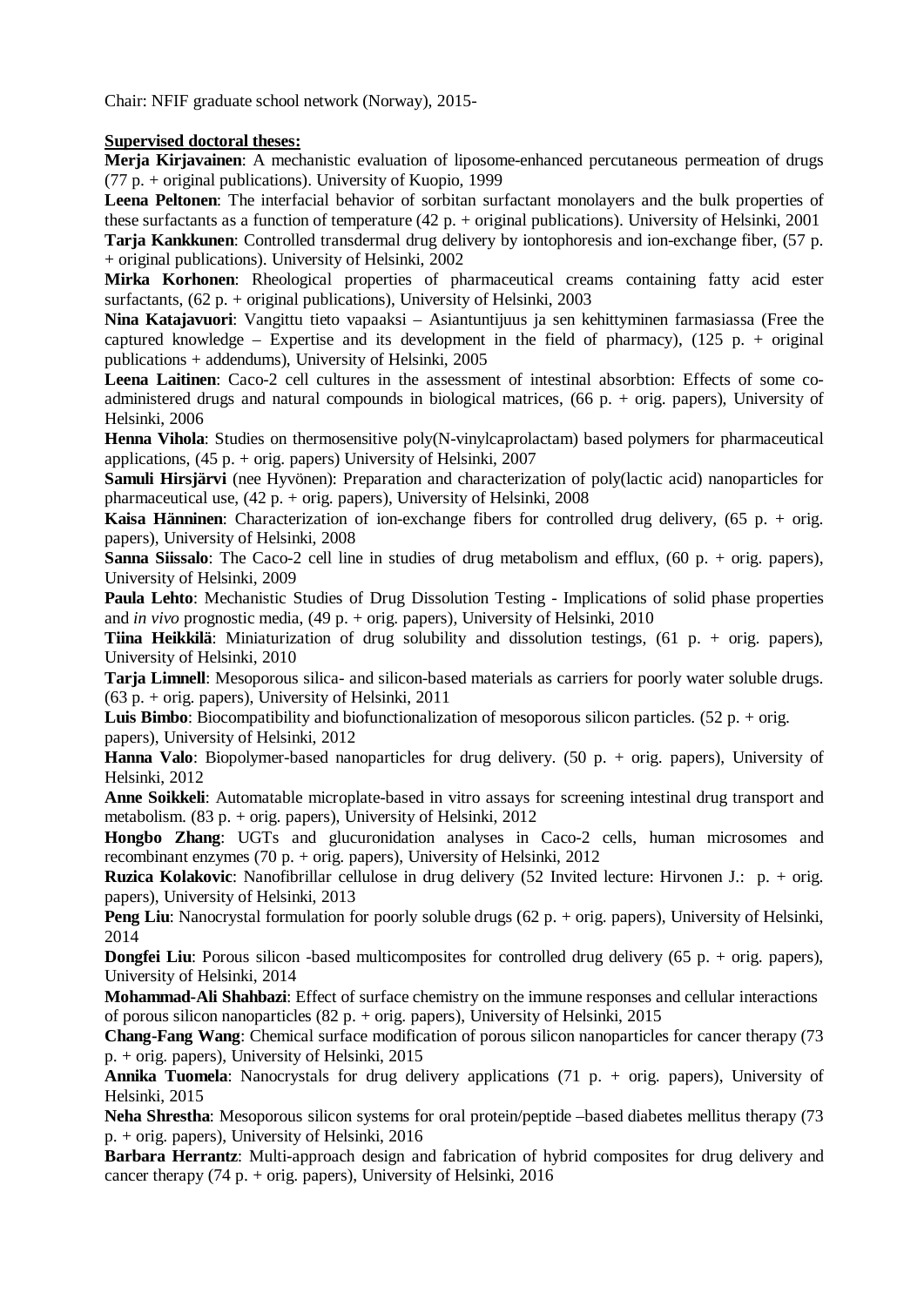Chair: NFIF graduate school network (Norway), 2015-

**Supervised doctoral theses:**

**Merja Kirjavainen**: A mechanistic evaluation of liposome-enhanced percutaneous permeation of drugs (77 p. + original publications). University of Kuopio, 1999

**Leena Peltonen**: The interfacial behavior of sorbitan surfactant monolayers and the bulk properties of these surfactants as a function of temperature (42 p. + original publications). University of Helsinki, 2001

**Tarja Kankkunen**: Controlled transdermal drug delivery by iontophoresis and ion-exchange fiber, (57 p. + original publications). University of Helsinki, 2002

**Mirka Korhonen**: Rheological properties of pharmaceutical creams containing fatty acid ester surfactants, (62 p. + original publications), University of Helsinki, 2003

**Nina Katajavuori**: Vangittu tieto vapaaksi – Asiantuntijuus ja sen kehittyminen farmasiassa (Free the captured knowledge – Expertise and its development in the field of pharmacy), (125 p. + original publications + addendums), University of Helsinki, 2005

**Leena Laitinen**: Caco-2 cell cultures in the assessment of intestinal absorbtion: Effects of some co-administered drugs and natural compounds in biological matrices, (66 p. + orig. papers), University of Helsinki, 2006

**Henna Vihola**: Studies on thermosensitive poly(N-vinylcaprolactam) based polymers for pharmaceutical applications, (45 p. + orig. papers) University of Helsinki, 2007

**Samuli Hirsjärvi** (nee Hyvönen): Preparation and characterization of poly(lactic acid) nanoparticles for pharmaceutical use, (42 p. + orig. papers), University of Helsinki, 2008

**Kaisa Hänninen**: Characterization of ion-exchange fibers for controlled drug delivery, (65 p. + orig. papers), University of Helsinki, 2008

**Sanna Siissalo**: The Caco-2 cell line in studies of drug metabolism and efflux, (60 p. + orig. papers), University of Helsinki, 2009

**Paula Lehto**: Mechanistic Studies of Drug Dissolution Testing - Implications of solid phase properties and *in vivo* prognostic media, (49 p. + orig. papers), University of Helsinki, 2010

**Tiina Heikkilä**: Miniaturization of drug solubility and dissolution testings, (61 p. + orig. papers), University of Helsinki, 2010

**Tarja Limnell**: Mesoporous silica- and silicon-based materials as carriers for poorly water soluble drugs. (63 p. + orig. papers), University of Helsinki, 2011

**Luis Bimbo**: Biocompatibility and biofunctionalization of mesoporous silicon particles. (52 p. + orig. papers), University of Helsinki, 2012

**Hanna Valo**: Biopolymer-based nanoparticles for drug delivery. (50 p. + orig. papers), University of Helsinki, 2012

**Anne Soikkeli**: Automatable microplate-based in vitro assays for screening intestinal drug transport and metabolism. (83 p. + orig. papers), University of Helsinki, 2012

**Hongbo Zhang**: UGTs and glucuronidation analyses in Caco-2 cells, human microsomes and recombinant enzymes (70 p. + orig. papers), University of Helsinki, 2012

**Ruzica Kolakovic**: Nanofibrillar cellulose in drug delivery (52 Invited lecture: Hirvonen J.: p. + orig. papers), University of Helsinki, 2013

**Peng Liu**: Nanocrystal formulation for poorly soluble drugs (62 p. + orig. papers), University of Helsinki, 2014

**Dongfei Liu**: Porous silicon -based multicomposites for controlled drug delivery (65 p. + orig. papers), University of Helsinki, 2014

**Mohammad-Ali Shahbazi**: Effect of surface chemistry on the immune responses and cellular interactions of porous silicon nanoparticles (82 p. + orig. papers), University of Helsinki, 2015

**Chang-Fang Wang**: Chemical surface modification of porous silicon nanoparticles for cancer therapy (73 p. + orig. papers), University of Helsinki, 2015

**Annika Tuomela**: Nanocrystals for drug delivery applications (71 p. + orig. papers), University of Helsinki, 2015

**Neha Shrestha**: Mesoporous silicon systems for oral protein/peptide –based diabetes mellitus therapy (73 p. + orig. papers), University of Helsinki, 2016

**Barbara Herrantz**: Multi-approach design and fabrication of hybrid composites for drug delivery and cancer therapy (74 p. + orig. papers), University of Helsinki, 2016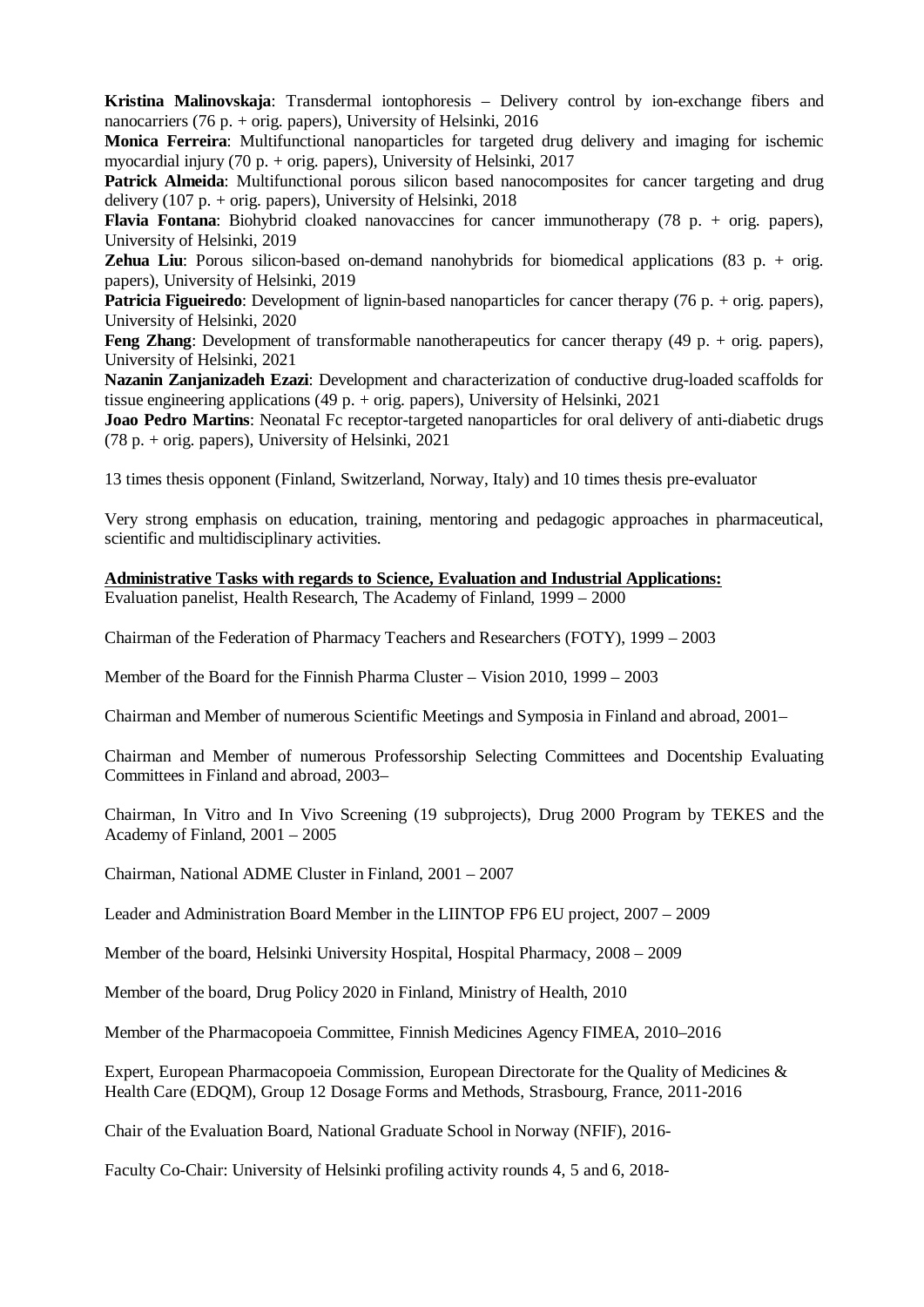**Kristina Malinovskaja**: Transdermal iontophoresis – Delivery control by ion-exchange fibers and nanocarriers (76 p. + orig. papers), University of Helsinki, 2016

**Monica Ferreira**: Multifunctional nanoparticles for targeted drug delivery and imaging for ischemic myocardial injury (70 p. + orig. papers), University of Helsinki, 2017

**Patrick Almeida**: Multifunctional porous silicon based nanocomposites for cancer targeting and drug delivery (107 p. + orig. papers), University of Helsinki, 2018

**Flavia Fontana**: Biohybrid cloaked nanovaccines for cancer immunotherapy (78 p. + orig. papers), University of Helsinki, 2019

**Zehua Liu**: Porous silicon-based on-demand nanohybrids for biomedical applications (83 p. + orig. papers), University of Helsinki, 2019

**Patricia Figueiredo**: Development of lignin-based nanoparticles for cancer therapy (76 p. + orig. papers), University of Helsinki, 2020

**Feng Zhang**: Development of transformable nanotherapeutics for cancer therapy (49 p. + orig. papers), University of Helsinki, 2021

**Nazanin Zanjanizadeh Ezazi**: Development and characterization of conductive drug-loaded scaffolds for tissue engineering applications (49 p. + orig. papers), University of Helsinki, 2021

**Joao Pedro Martins**: Neonatal Fc receptor-targeted nanoparticles for oral delivery of anti-diabetic drugs (78 p. + orig. papers), University of Helsinki, 2021

13 times thesis opponent (Finland, Switzerland, Norway, Italy) and 10 times thesis pre-evaluator

Very strong emphasis on education, training, mentoring and pedagogic approaches in pharmaceutical, scientific and multidisciplinary activities.

**Administrative Tasks with regards to Science, Evaluation and Industrial Applications:**

Evaluation panelist, Health Research, The Academy of Finland, 1999 – 2000

Chairman of the Federation of Pharmacy Teachers and Researchers (FOTY), 1999 – 2003

Member of the Board for the Finnish Pharma Cluster – Vision 2010, 1999 – 2003

Chairman and Member of numerous Scientific Meetings and Symposia in Finland and abroad, 2001–

Chairman and Member of numerous Professorship Selecting Committees and Docentship Evaluating Committees in Finland and abroad, 2003–

Chairman, In Vitro and In Vivo Screening (19 subprojects), Drug 2000 Program by TEKES and the Academy of Finland, 2001 – 2005

Chairman, National ADME Cluster in Finland, 2001 – 2007

Leader and Administration Board Member in the LIINTOP FP6 EU project, 2007 – 2009

Member of the board, Helsinki University Hospital, Hospital Pharmacy, 2008 – 2009

Member of the board, Drug Policy 2020 in Finland, Ministry of Health, 2010

Member of the Pharmacopoeia Committee, Finnish Medicines Agency FIMEA, 2010–2016

Expert, European Pharmacopoeia Commission, European Directorate for the Quality of Medicines & Health Care (EDQM), Group 12 Dosage Forms and Methods, Strasbourg, France, 2011-2016

Chair of the Evaluation Board, National Graduate School in Norway (NFIF), 2016-

Faculty Co-Chair: University of Helsinki profiling activity rounds 4, 5 and 6, 2018-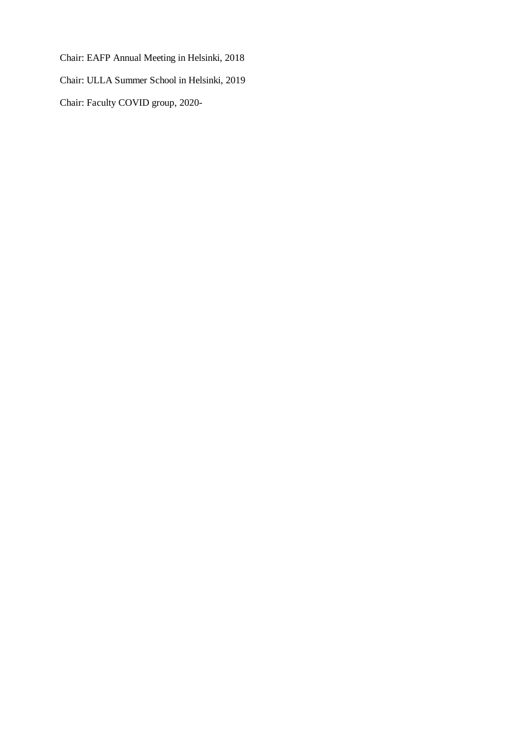Chair: EAFP Annual Meeting in Helsinki, 2018

Chair: ULLA Summer School in Helsinki, 2019

Chair: Faculty COVID group, 2020-